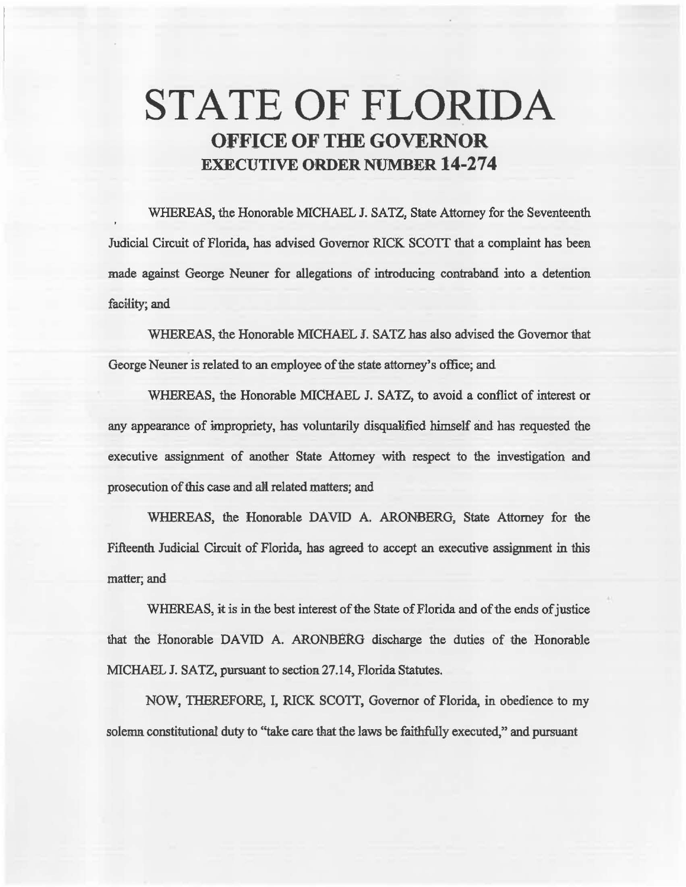# STATE OF FLORIDA

## OFFICE OF THE GOVERNOR

## EXECUTIVE ORDER NUMBER 14-274

WHEREAS, the Honorable MICHAEL J. SATZ, State Attorney for the Seventeenth Judicial Circuit of Florida, has advised Governor RICK SCOTT that a complaint has been made against George Neuner for allegations of introducing contraband into a detention facility; and

WHEREAS, the Honorable MICHAEL J. SATZ has also advised the Governor that George Neuner is related to an employee of the state attorney's office; and

WHEREAS, the Honorable MICHAEL J. SATZ, to avoid a conflict of interest or any appearance of impropriety, has voluntarily disqualified himself and has requested the executive assignment of another State Attorney with respect to the investigation and prosecution of this case and all related matters; and

WHEREAS, the Honorable DAVID A. ARONBERG, State Attorney for the Fifteenth Judicial Circuit of Florida, has agreed to accept an executive assignment in this matter; and

WHEREAS, it is in the best interest of the State of Florida and of the ends of justice that the Honorable DAVID A. ARONBERG discharge the duties of the Honorable MICHAEL J. SATZ, pursuant to section 27.14, Florida Statutes.

NOW, THEREFORE, I, RICK SCOTT, Governor of Florida, in obedience to my solemn constitutional duty to "take care that the laws be faithfully executed," and pursuant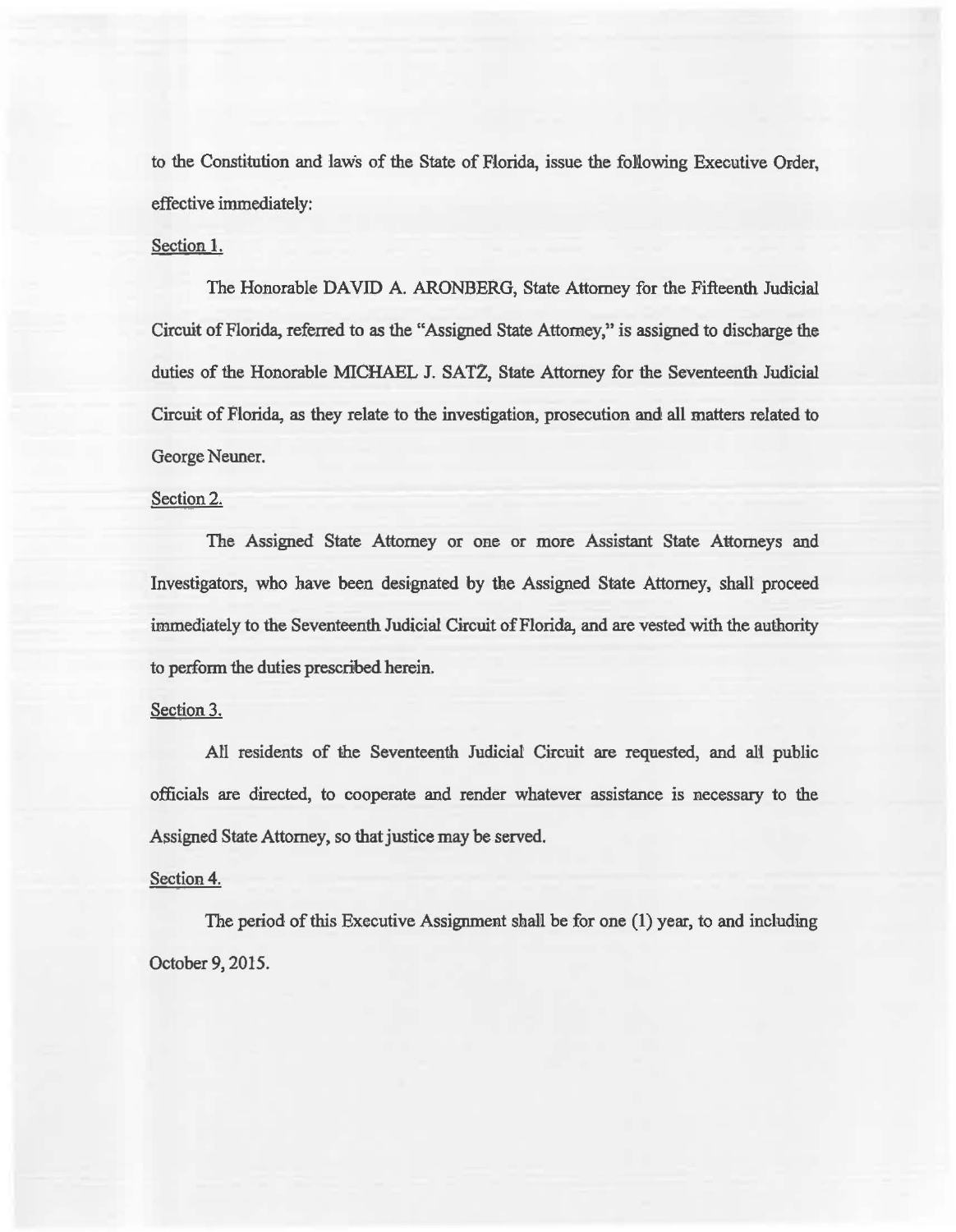to the Constitution and laws of the State of Florida, issue the following Executive Order, effective immediately:

Section 1.

The Honorable DAVID A. ARONBERG, State Attorney for the Fifteenth Judicial Circuit of Florida, referred to as the "Assigned State Attorney," is assigned to discharge the duties of the Honorable MICHAEL J. SATZ, State Attorney for the Seventeenth Judicial Circuit of Florida, as they relate to the investigation, prosecution and all matters related to George Neuner.

Section 2.

The Assigned State Attorney or one or more Assistant State Attorneys and Investigators, who have been designated by the Assigned State Attorney, shall proceed immediately to the Seventeenth Judicial Circuit of Florida, and are vested with the authority to perform the duties prescribed herein.

Section 3.

All residents of the Seventeenth Judicial Circuit are requested, and all public officials are directed, to cooperate and render whatever assistance is necessary to the Assigned State Attorney, so that justice may be served.

Section 4.

The period of this Executive Assignment shall be for one (1) year, to and including October 9, 2015.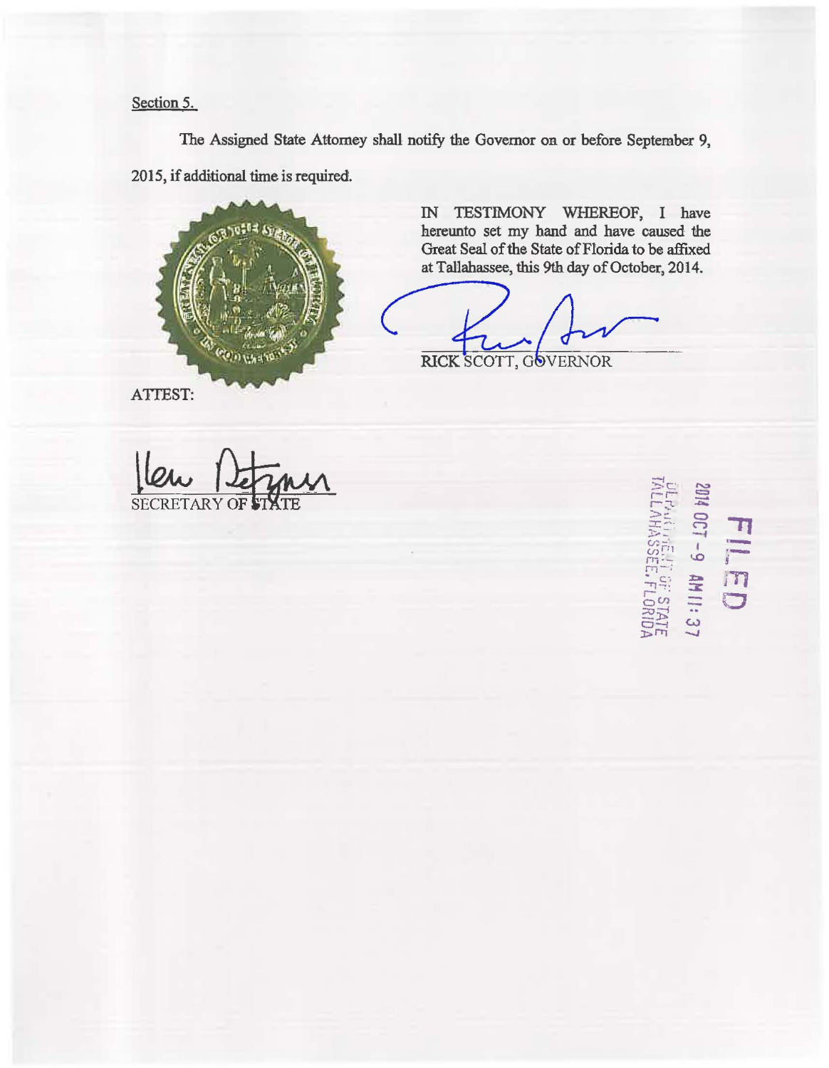Section 5.

The Assigned State Attorney shall notify the Governor on or before September 9, 2015, if additional time is required.

IN TESTIMONY WHEREOF, I have hereunto set my hand and have caused the Great Seal of the State of Florida to be affixed at Tallahassee, this 9th day of October, 2014.

RICK SCOTT, GOVERNOR

ATTEST:

SECRETARY OF STATE

FILED

2014 OCT -9 AM 11:37

DEPARTMENT OF STATE
TALLAHASSEE, FLORIDA